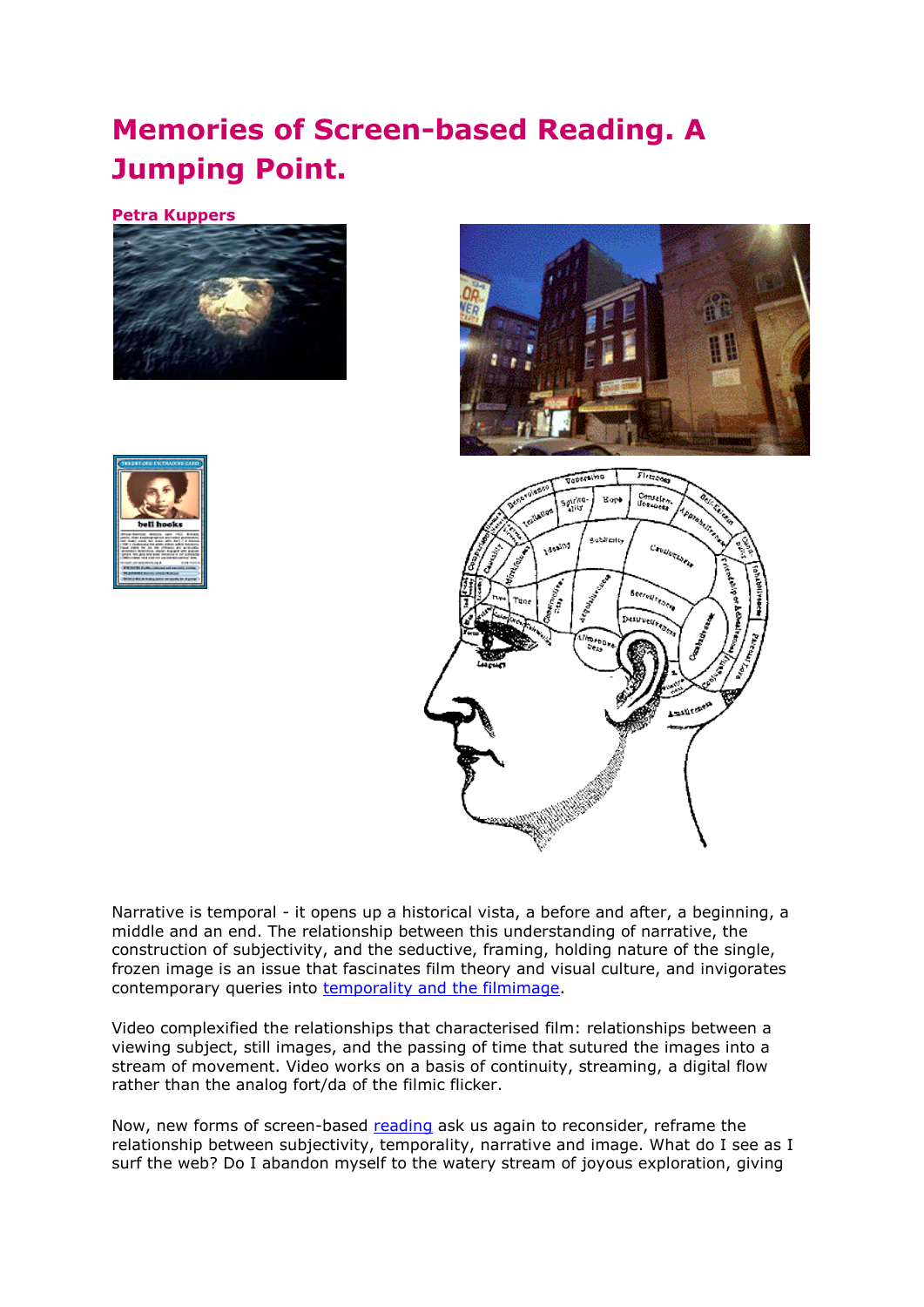# Memories of Screen-based Reading. A Jumping Point.

**Petra Kuppers**

Narrative is temporal - it opens up a historical vista, a before and after, a beginning, a middle and an end. The relationship between this understanding of narrative, the construction of subjectivity, and the seductive, framing, holding nature of the single, frozen image is an issue that fascinates film theory and visual culture, and invigorates contemporary queries into [temporality and the filmimage]().

Video complexified the relationships that characterised film: relationships between a viewing subject, still images, and the passing of time that sutured the images into a stream of movement. Video works on a basis of continuity, streaming, a digital flow rather than the analog fort/da of the filmic flicker.

Now, new forms of screen-based [reading]() ask us again to reconsider, reframe the relationship between subjectivity, temporality, narrative and image. What do I see as I surf the web? Do I abandon myself to the watery stream of joyous exploration, giving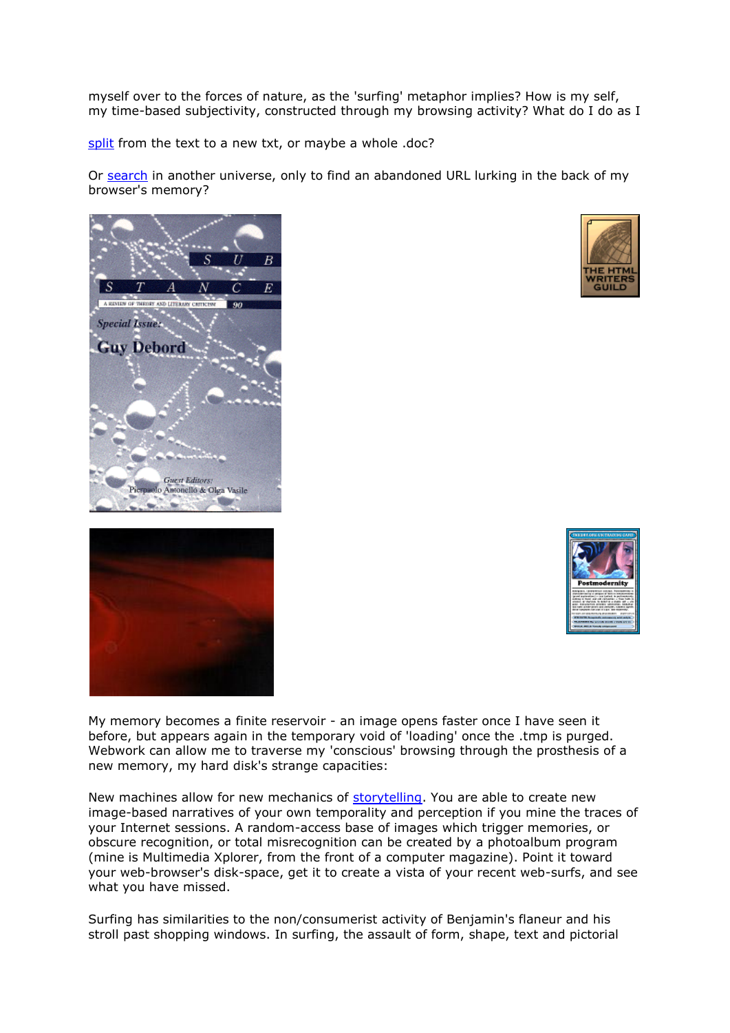myself over to the forces of nature, as the 'surfing' metaphor implies? How is my self, my time-based subjectivity, constructed through my browsing activity? What do I do as I

split from the text to a new txt, or maybe a whole .doc?

Or search in another universe, only to find an abandoned URL lurking in the back of my browser's memory?

My memory becomes a finite reservoir - an image opens faster once I have seen it before, but appears again in the temporary void of 'loading' once the .tmp is purged. Webwork can allow me to traverse my 'conscious' browsing through the prosthesis of a new memory, my hard disk's strange capacities:

New machines allow for new mechanics of storytelling. You are able to create new image-based narratives of your own temporality and perception if you mine the traces of your Internet sessions. A random-access base of images which trigger memories, or obscure recognition, or total misrecognition can be created by a photoalbum program (mine is Multimedia Xplorer, from the front of a computer magazine). Point it toward your web-browser's disk-space, get it to create a vista of your recent web-surfs, and see what you have missed.

Surfing has similarities to the non/consumerist activity of Benjamin's flaneur and his stroll past shopping windows. In surfing, the assault of form, shape, text and pictorial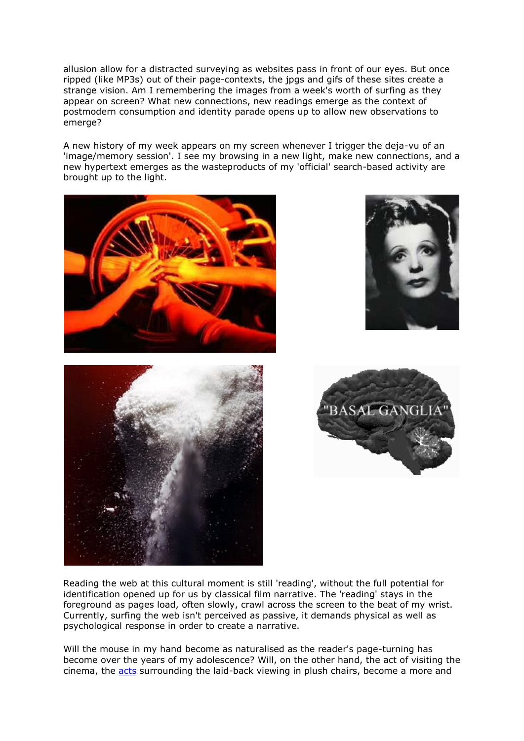allusion allow for a distracted surveying as websites pass in front of our eyes. But once ripped (like MP3s) out of their page-contexts, the jpgs and gifs of these sites create a strange vision. Am I remembering the images from a week's worth of surfing as they appear on screen? What new connections, new readings emerge as the context of postmodern consumption and identity parade opens up to allow new observations to emerge?

A new history of my week appears on my screen whenever I trigger the deja-vu of an 'image/memory session'. I see my browsing in a new light, make new connections, and a new hypertext emerges as the wasteproducts of my 'official' search-based activity are brought up to the light.

Reading the web at this cultural moment is still 'reading', without the full potential for identification opened up for us by classical film narrative. The 'reading' stays in the foreground as pages load, often slowly, crawl across the screen to the beat of my wrist. Currently, surfing the web isn't perceived as passive, it demands physical as well as psychological response in order to create a narrative.

Will the mouse in my hand become as naturalised as the reader's page-turning has become over the years of my adolescence? Will, on the other hand, the act of visiting the cinema, the acts surrounding the laid-back viewing in plush chairs, become a more and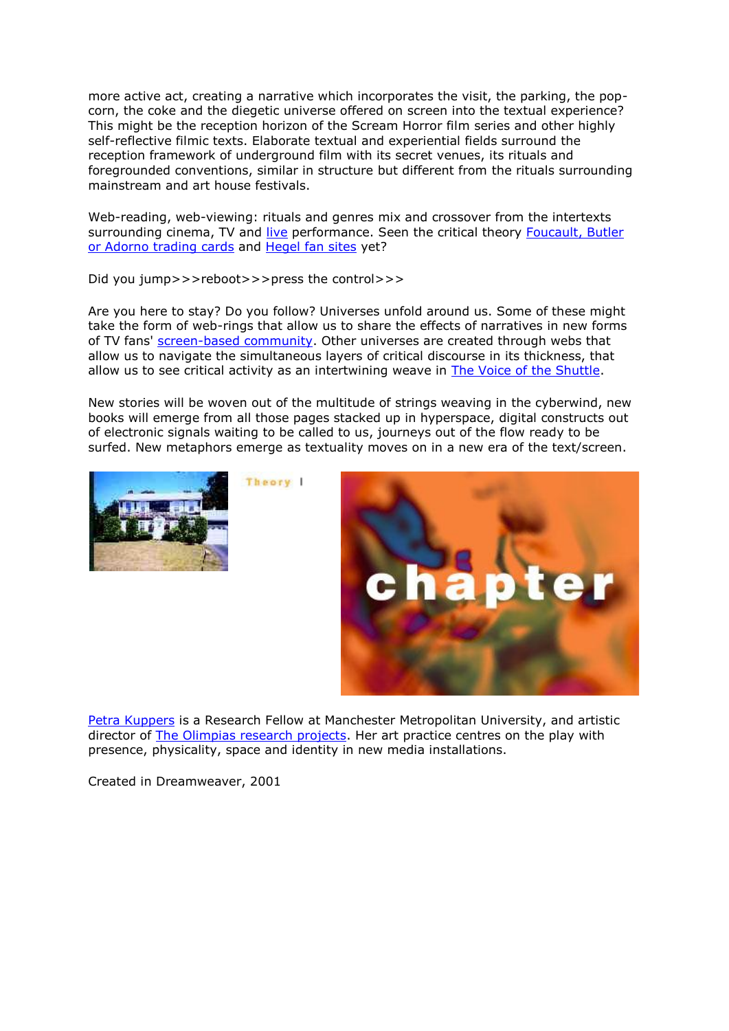more active act, creating a narrative which incorporates the visit, the parking, the pop-corn, the coke and the diegetic universe offered on screen into the textual experience? This might be the reception horizon of the Scream Horror film series and other highly self-reflective filmic texts. Elaborate textual and experiential fields surround the reception framework of underground film with its secret venues, its rituals and foregrounded conventions, similar in structure but different from the rituals surrounding mainstream and art house festivals.

Web-reading, web-viewing: rituals and genres mix and crossover from the intertexts surrounding cinema, TV and live performance. Seen the critical theory Foucault, Butler or Adorno trading cards and Hegel fan sites yet?

Did you jump>>>reboot>>>press the control>>>

Are you here to stay? Do you follow? Universes unfold around us. Some of these might take the form of web-rings that allow us to share the effects of narratives in new forms of TV fans' screen-based community. Other universes are created through webs that allow us to navigate the simultaneous layers of critical discourse in its thickness, that allow us to see critical activity as an intertwining weave in The Voice of the Shuttle.

New stories will be woven out of the multitude of strings weaving in the cyberwind, new books will emerge from all those pages stacked up in hyperspace, digital constructs out of electronic signals waiting to be called to us, journeys out of the flow ready to be surfed. New metaphors emerge as textuality moves on in a new era of the text/screen.

Theory I

chapter

Petra Kuppers is a Research Fellow at Manchester Metropolitan University, and artistic director of The Olimpias research projects. Her art practice centres on the play with presence, physicality, space and identity in new media installations.

Created in Dreamweaver, 2001